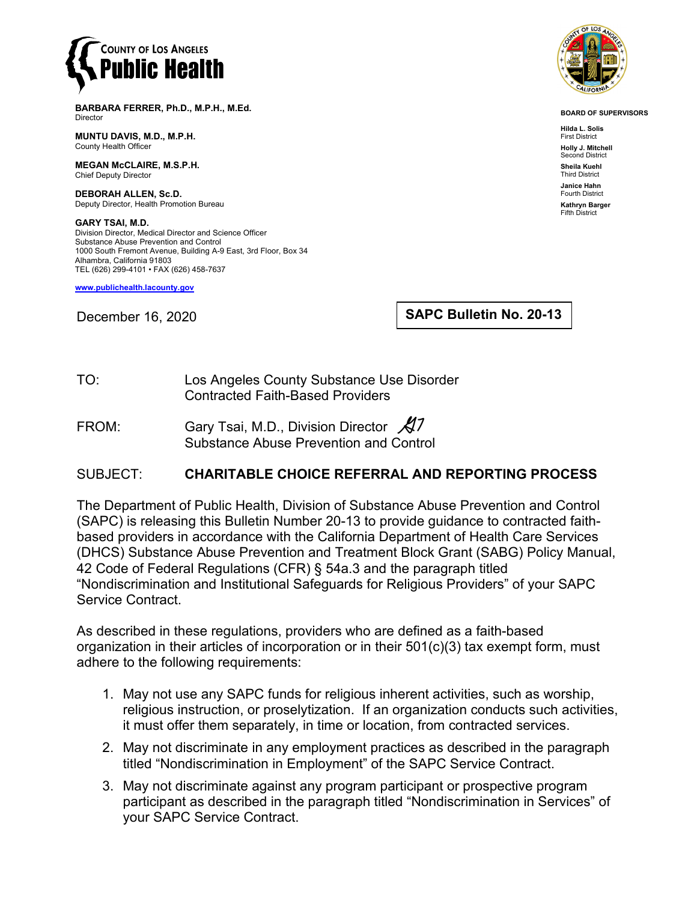**COUNTY OF LOS ANGELES**
# Public Health

**BARBARA FERRER, Ph.D., M.P.H., M.Ed.**
Director

**MUNTU DAVIS, M.D., M.P.H.**
County Health Officer

**MEGAN McCLAIRE, M.S.P.H.**
Chief Deputy Director

**DEBORAH ALLEN, Sc.D.**
Deputy Director, Health Promotion Bureau

**GARY TSAI, M.D.**
Division Director, Medical Director and Science Officer
Substance Abuse Prevention and Control
1000 South Fremont Avenue, Building A-9 East, 3rd Floor, Box 34
Alhambra, California 91803
TEL (626) 299-4101 • FAX (626) 458-7637

www.publichealth.lacounty.gov

**BOARD OF SUPERVISORS**

**Hilda L. Solis**
First District

**Holly J. Mitchell**
Second District

**Sheila Kuehl**
Third District

**Janice Hahn**
Fourth District

**Kathryn Barger**
Fifth District

December 16, 2020

**SAPC Bulletin No. 20-13**

TO: Los Angeles County Substance Use Disorder Contracted Faith-Based Providers

FROM: Gary Tsai, M.D., Division Director
Substance Abuse Prevention and Control

SUBJECT: **CHARITABLE CHOICE REFERRAL AND REPORTING PROCESS**

The Department of Public Health, Division of Substance Abuse Prevention and Control (SAPC) is releasing this Bulletin Number 20-13 to provide guidance to contracted faith-based providers in accordance with the California Department of Health Care Services (DHCS) Substance Abuse Prevention and Treatment Block Grant (SABG) Policy Manual, 42 Code of Federal Regulations (CFR) § 54a.3 and the paragraph titled "Nondiscrimination and Institutional Safeguards for Religious Providers" of your SAPC Service Contract.

As described in these regulations, providers who are defined as a faith-based organization in their articles of incorporation or in their 501(c)(3) tax exempt form, must adhere to the following requirements:

1. May not use any SAPC funds for religious inherent activities, such as worship, religious instruction, or proselytization. If an organization conducts such activities, it must offer them separately, in time or location, from contracted services.
2. May not discriminate in any employment practices as described in the paragraph titled "Nondiscrimination in Employment" of the SAPC Service Contract.
3. May not discriminate against any program participant or prospective program participant as described in the paragraph titled "Nondiscrimination in Services" of your SAPC Service Contract.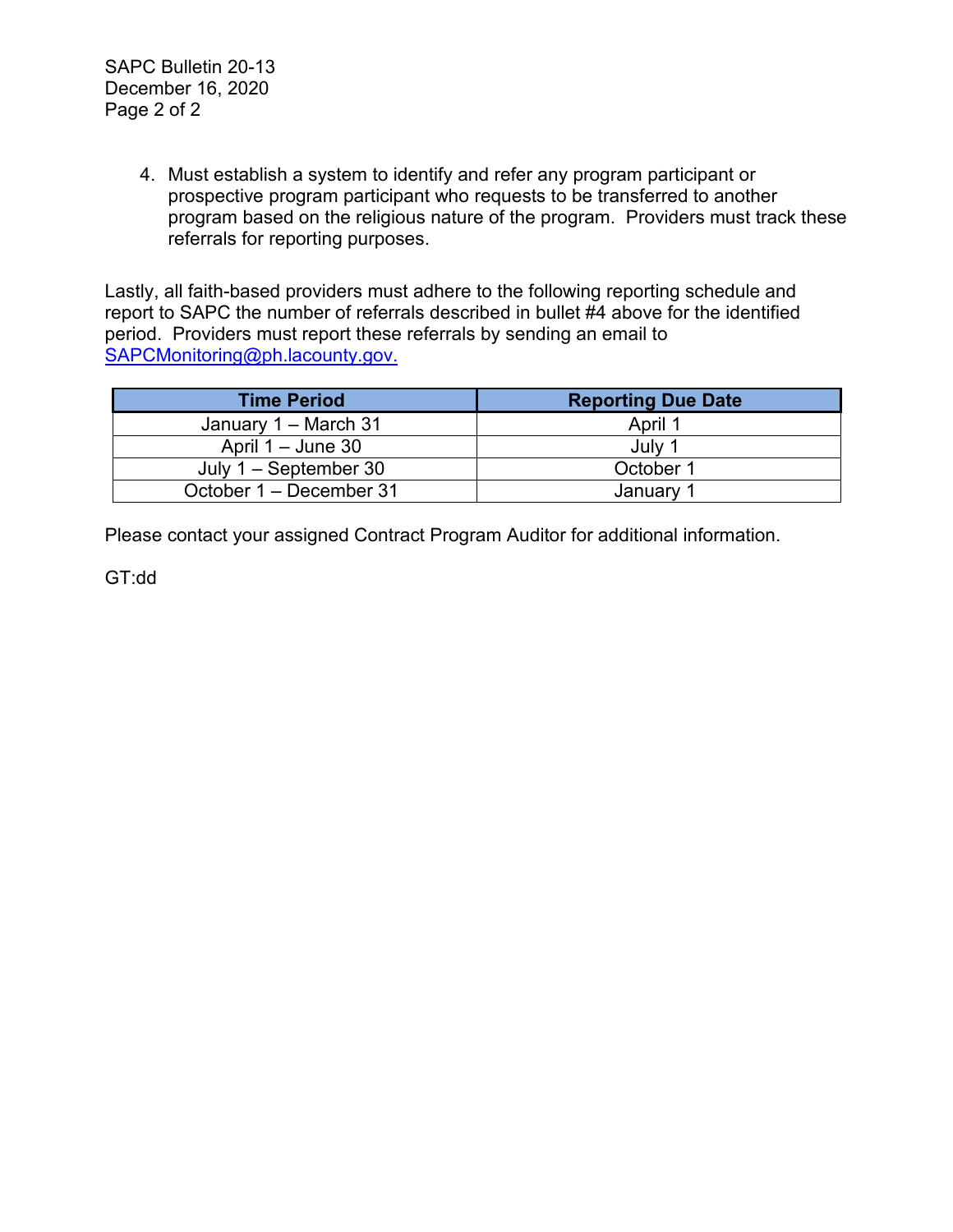4. Must establish a system to identify and refer any program participant or prospective program participant who requests to be transferred to another program based on the religious nature of the program. Providers must track these referrals for reporting purposes.

Lastly, all faith-based providers must adhere to the following reporting schedule and report to SAPC the number of referrals described in bullet #4 above for the identified period. Providers must report these referrals by sending an email to SAPCMonitoring@ph.lacounty.gov.

| Time Period | Reporting Due Date |
|---|---|
| January 1 – March 31 | April 1 |
| April 1 – June 30 | July 1 |
| July 1 – September 30 | October 1 |
| October 1 – December 31 | January 1 |

Please contact your assigned Contract Program Auditor for additional information.

GT:dd